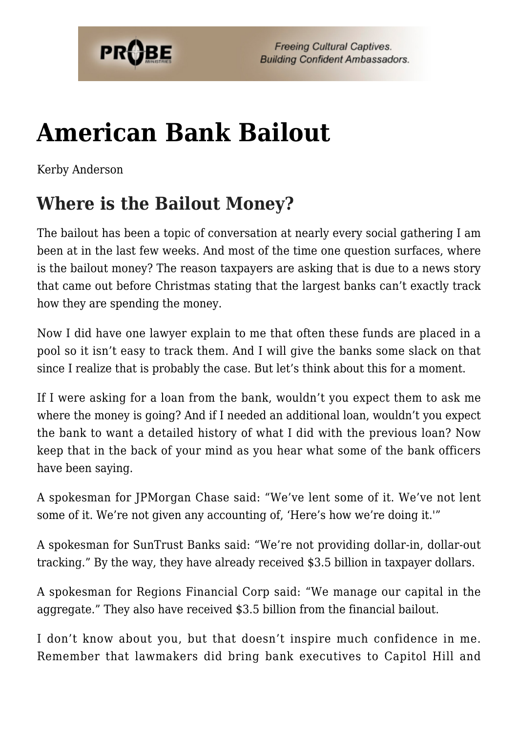# American Bank Bailout

Kerby Anderson

## Where is the Bailout Money?

The bailout has been a topic of conversation at nearly every social gathering I am been at in the last few weeks. And most of the time one question surfaces, where is the bailout money? The reason taxpayers are asking that is due to a news story that came out before Christmas stating that the largest banks can't exactly track how they are spending the money.

Now I did have one lawyer explain to me that often these funds are placed in a pool so it isn't easy to track them. And I will give the banks some slack on that since I realize that is probably the case. But let's think about this for a moment.

If I were asking for a loan from the bank, wouldn't you expect them to ask me where the money is going? And if I needed an additional loan, wouldn't you expect the bank to want a detailed history of what I did with the previous loan? Now keep that in the back of your mind as you hear what some of the bank officers have been saying.

A spokesman for JPMorgan Chase said: "We've lent some of it. We've not lent some of it. We're not given any accounting of, 'Here's how we're doing it.'"

A spokesman for SunTrust Banks said: "We're not providing dollar-in, dollar-out tracking." By the way, they have already received $3.5 billion in taxpayer dollars.

A spokesman for Regions Financial Corp said: "We manage our capital in the aggregate." They also have received $3.5 billion from the financial bailout.

I don't know about you, but that doesn't inspire much confidence in me. Remember that lawmakers did bring bank executives to Capitol Hill and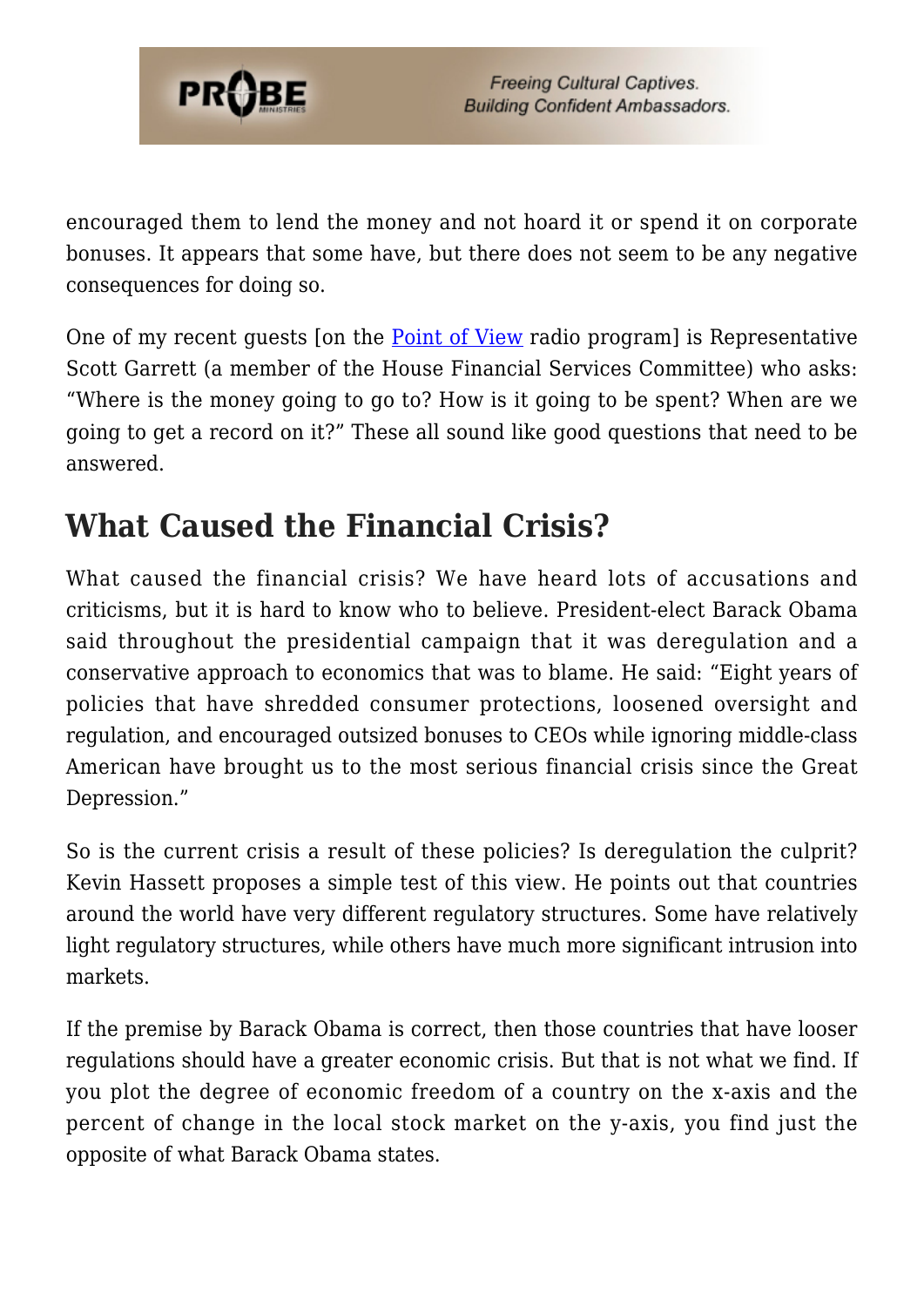encouraged them to lend the money and not hoard it or spend it on corporate bonuses. It appears that some have, but there does not seem to be any negative consequences for doing so.

One of my recent guests [on the Point of View radio program] is Representative Scott Garrett (a member of the House Financial Services Committee) who asks: "Where is the money going to go to? How is it going to be spent? When are we going to get a record on it?" These all sound like good questions that need to be answered.

## What Caused the Financial Crisis?

What caused the financial crisis? We have heard lots of accusations and criticisms, but it is hard to know who to believe. President-elect Barack Obama said throughout the presidential campaign that it was deregulation and a conservative approach to economics that was to blame. He said: "Eight years of policies that have shredded consumer protections, loosened oversight and regulation, and encouraged outsized bonuses to CEOs while ignoring middle-class American have brought us to the most serious financial crisis since the Great Depression."

So is the current crisis a result of these policies? Is deregulation the culprit? Kevin Hassett proposes a simple test of this view. He points out that countries around the world have very different regulatory structures. Some have relatively light regulatory structures, while others have much more significant intrusion into markets.

If the premise by Barack Obama is correct, then those countries that have looser regulations should have a greater economic crisis. But that is not what we find. If you plot the degree of economic freedom of a country on the x-axis and the percent of change in the local stock market on the y-axis, you find just the opposite of what Barack Obama states.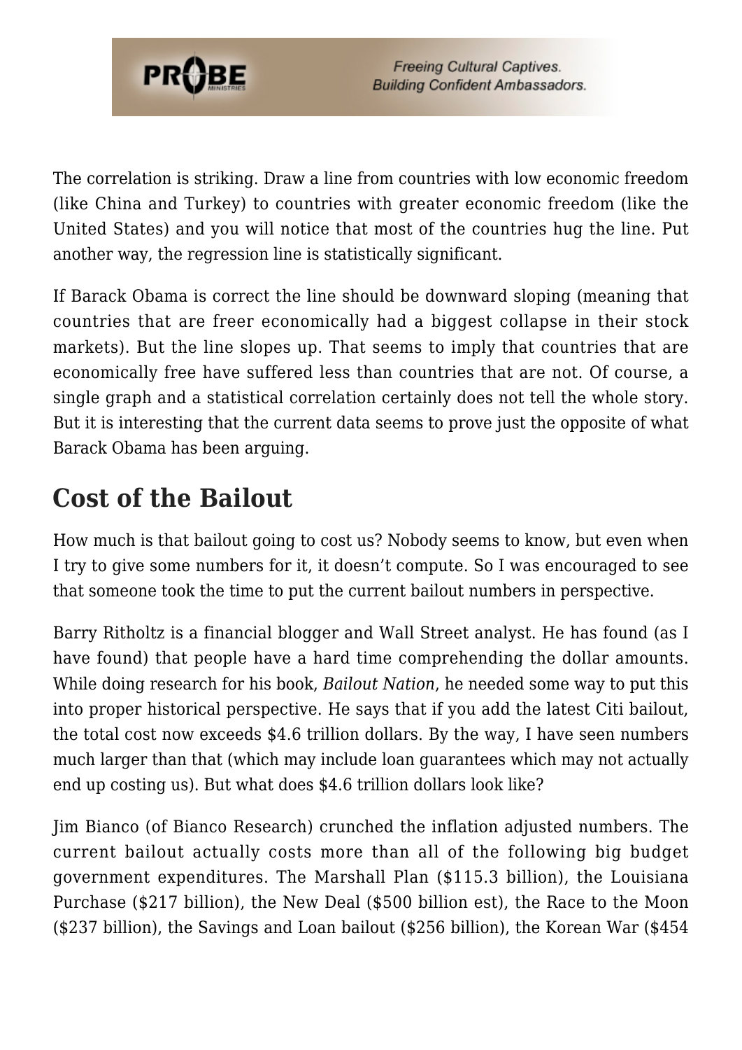The correlation is striking. Draw a line from countries with low economic freedom (like China and Turkey) to countries with greater economic freedom (like the United States) and you will notice that most of the countries hug the line. Put another way, the regression line is statistically significant.

If Barack Obama is correct the line should be downward sloping (meaning that countries that are freer economically had a biggest collapse in their stock markets). But the line slopes up. That seems to imply that countries that are economically free have suffered less than countries that are not. Of course, a single graph and a statistical correlation certainly does not tell the whole story. But it is interesting that the current data seems to prove just the opposite of what Barack Obama has been arguing.

## Cost of the Bailout

How much is that bailout going to cost us? Nobody seems to know, but even when I try to give some numbers for it, it doesn't compute. So I was encouraged to see that someone took the time to put the current bailout numbers in perspective.

Barry Ritholtz is a financial blogger and Wall Street analyst. He has found (as I have found) that people have a hard time comprehending the dollar amounts. While doing research for his book, *Bailout Nation*, he needed some way to put this into proper historical perspective. He says that if you add the latest Citi bailout, the total cost now exceeds $4.6 trillion dollars. By the way, I have seen numbers much larger than that (which may include loan guarantees which may not actually end up costing us). But what does $4.6 trillion dollars look like?

Jim Bianco (of Bianco Research) crunched the inflation adjusted numbers. The current bailout actually costs more than all of the following big budget government expenditures. The Marshall Plan ($115.3 billion), the Louisiana Purchase ($217 billion), the New Deal ($500 billion est), the Race to the Moon ($237 billion), the Savings and Loan bailout ($256 billion), the Korean War ($454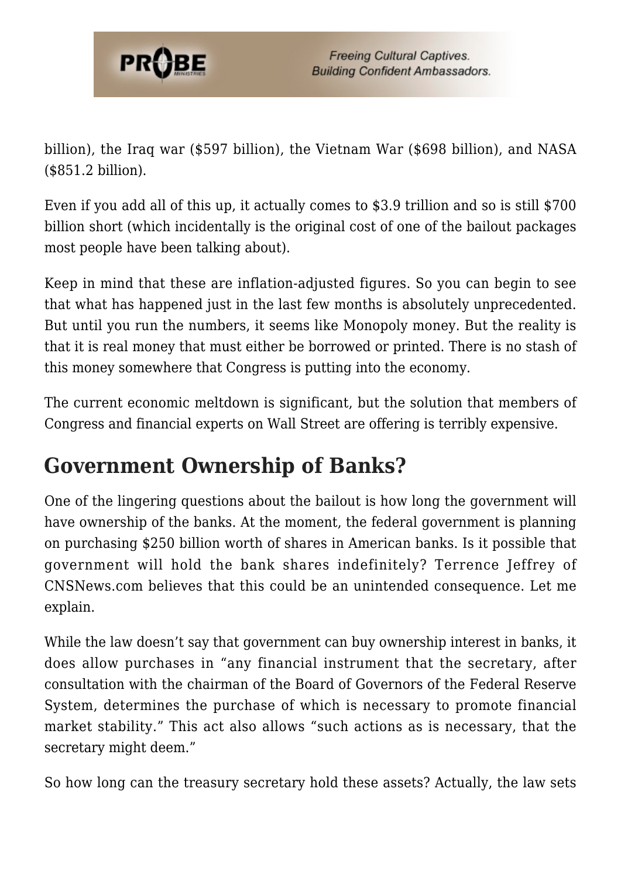billion), the Iraq war ($597 billion), the Vietnam War ($698 billion), and NASA ($851.2 billion).

Even if you add all of this up, it actually comes to $3.9 trillion and so is still $700 billion short (which incidentally is the original cost of one of the bailout packages most people have been talking about).

Keep in mind that these are inflation-adjusted figures. So you can begin to see that what has happened just in the last few months is absolutely unprecedented. But until you run the numbers, it seems like Monopoly money. But the reality is that it is real money that must either be borrowed or printed. There is no stash of this money somewhere that Congress is putting into the economy.

The current economic meltdown is significant, but the solution that members of Congress and financial experts on Wall Street are offering is terribly expensive.

## Government Ownership of Banks?

One of the lingering questions about the bailout is how long the government will have ownership of the banks. At the moment, the federal government is planning on purchasing $250 billion worth of shares in American banks. Is it possible that government will hold the bank shares indefinitely? Terrence Jeffrey of CNSNews.com believes that this could be an unintended consequence. Let me explain.

While the law doesn't say that government can buy ownership interest in banks, it does allow purchases in "any financial instrument that the secretary, after consultation with the chairman of the Board of Governors of the Federal Reserve System, determines the purchase of which is necessary to promote financial market stability." This act also allows "such actions as is necessary, that the secretary might deem."

So how long can the treasury secretary hold these assets? Actually, the law sets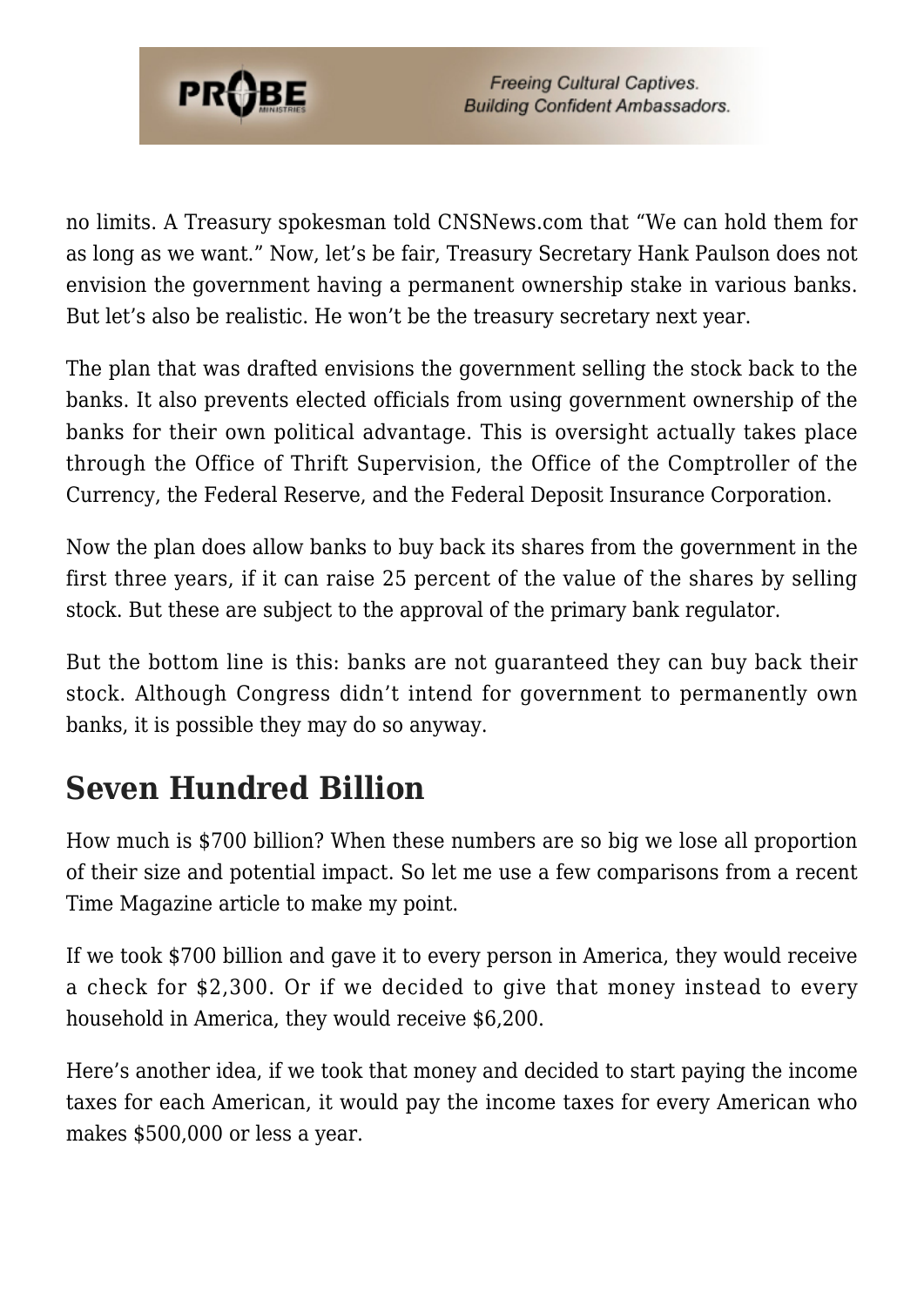no limits. A Treasury spokesman told CNSNews.com that "We can hold them for as long as we want." Now, let's be fair, Treasury Secretary Hank Paulson does not envision the government having a permanent ownership stake in various banks. But let's also be realistic. He won't be the treasury secretary next year.

The plan that was drafted envisions the government selling the stock back to the banks. It also prevents elected officials from using government ownership of the banks for their own political advantage. This is oversight actually takes place through the Office of Thrift Supervision, the Office of the Comptroller of the Currency, the Federal Reserve, and the Federal Deposit Insurance Corporation.

Now the plan does allow banks to buy back its shares from the government in the first three years, if it can raise 25 percent of the value of the shares by selling stock. But these are subject to the approval of the primary bank regulator.

But the bottom line is this: banks are not guaranteed they can buy back their stock. Although Congress didn't intend for government to permanently own banks, it is possible they may do so anyway.

## Seven Hundred Billion

How much is $700 billion? When these numbers are so big we lose all proportion of their size and potential impact. So let me use a few comparisons from a recent Time Magazine article to make my point.

If we took $700 billion and gave it to every person in America, they would receive a check for $2,300. Or if we decided to give that money instead to every household in America, they would receive $6,200.

Here's another idea, if we took that money and decided to start paying the income taxes for each American, it would pay the income taxes for every American who makes $500,000 or less a year.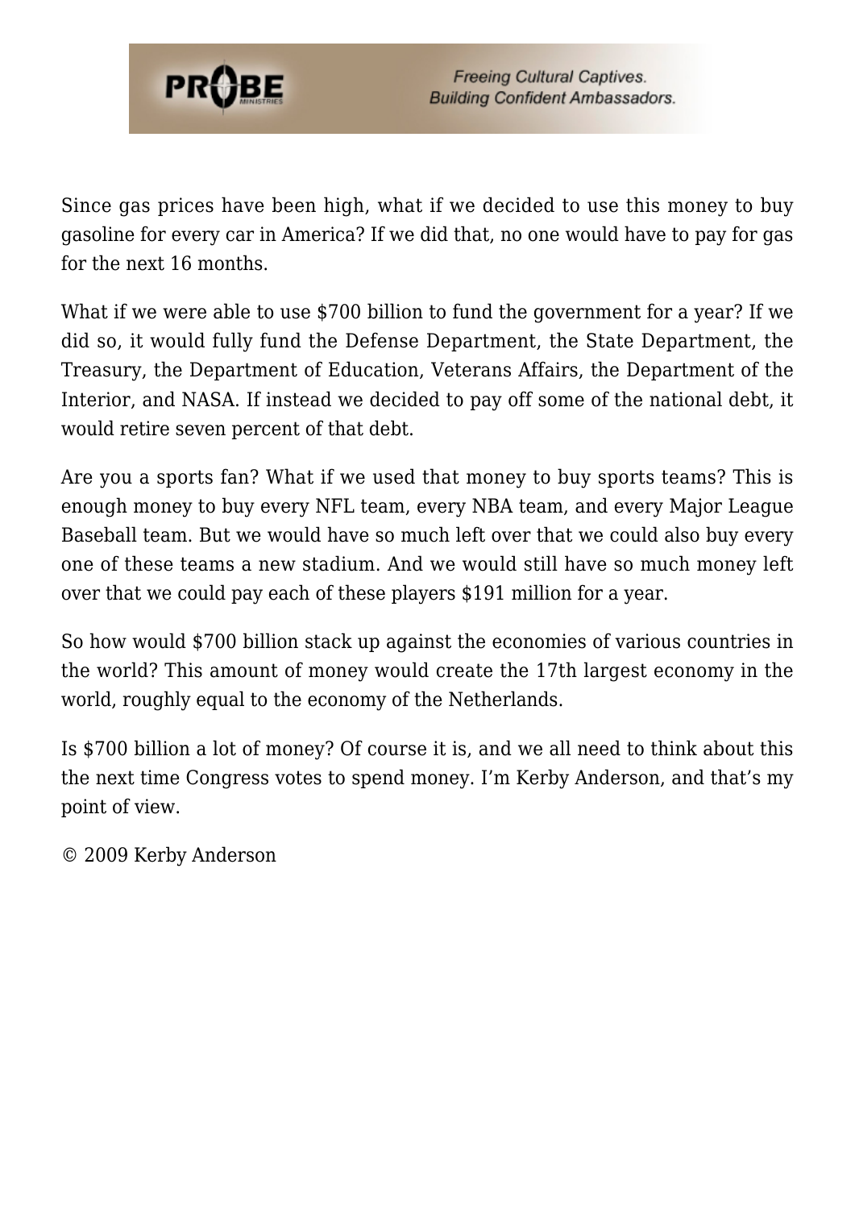Since gas prices have been high, what if we decided to use this money to buy gasoline for every car in America? If we did that, no one would have to pay for gas for the next 16 months.

What if we were able to use $700 billion to fund the government for a year? If we did so, it would fully fund the Defense Department, the State Department, the Treasury, the Department of Education, Veterans Affairs, the Department of the Interior, and NASA. If instead we decided to pay off some of the national debt, it would retire seven percent of that debt.

Are you a sports fan? What if we used that money to buy sports teams? This is enough money to buy every NFL team, every NBA team, and every Major League Baseball team. But we would have so much left over that we could also buy every one of these teams a new stadium. And we would still have so much money left over that we could pay each of these players $191 million for a year.

So how would $700 billion stack up against the economies of various countries in the world? This amount of money would create the 17th largest economy in the world, roughly equal to the economy of the Netherlands.

Is $700 billion a lot of money? Of course it is, and we all need to think about this the next time Congress votes to spend money. I'm Kerby Anderson, and that's my point of view.

© 2009 Kerby Anderson